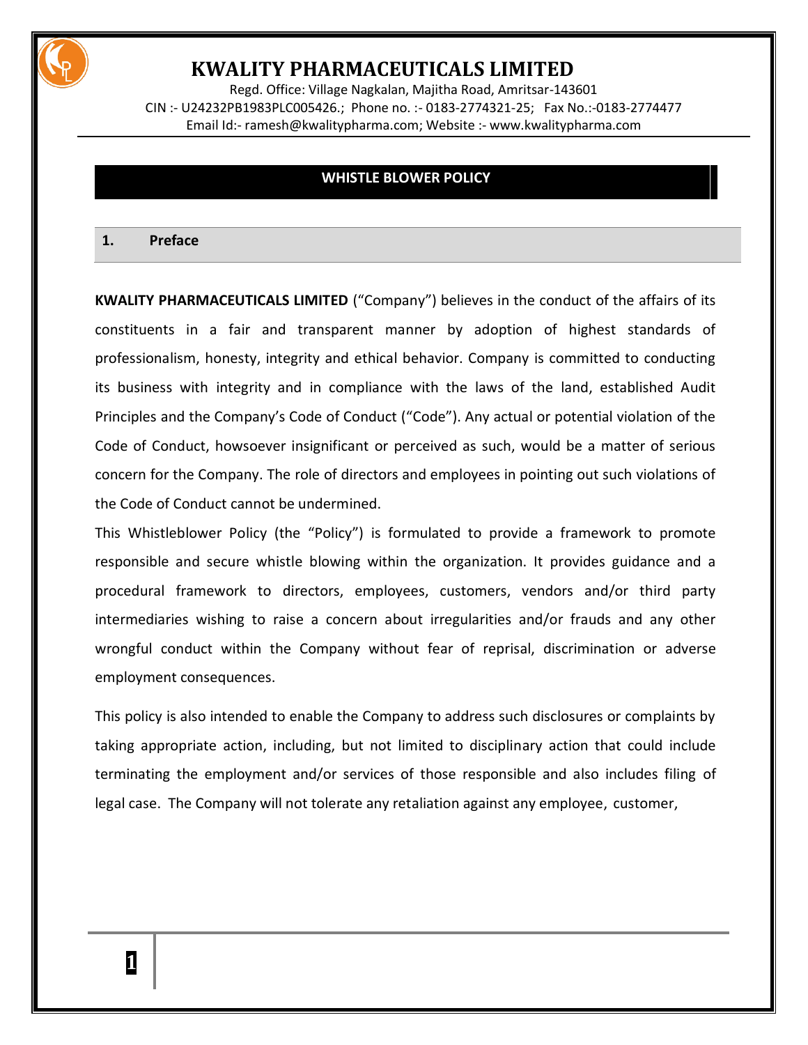# KWALITY PHARMACEUTICALS LIMITED

Regd. Office: Village Nagkalan, Majitha Road, Amritsar-143601
CIN :- U24232PB1983PLC005426.; Phone no. :- 0183-2774321-25; Fax No.:-0183-2774477
Email Id:- ramesh@kwalitypharma.com; Website :- www.kwalitypharma.com

## WHISTLE BLOWER POLICY

### 1. Preface

**KWALITY PHARMACEUTICALS LIMITED** ("Company") believes in the conduct of the affairs of its constituents in a fair and transparent manner by adoption of highest standards of professionalism, honesty, integrity and ethical behavior. Company is committed to conducting its business with integrity and in compliance with the laws of the land, established Audit Principles and the Company's Code of Conduct ("Code"). Any actual or potential violation of the Code of Conduct, howsoever insignificant or perceived as such, would be a matter of serious concern for the Company. The role of directors and employees in pointing out such violations of the Code of Conduct cannot be undermined.

This Whistleblower Policy (the "Policy") is formulated to provide a framework to promote responsible and secure whistle blowing within the organization. It provides guidance and a procedural framework to directors, employees, customers, vendors and/or third party intermediaries wishing to raise a concern about irregularities and/or frauds and any other wrongful conduct within the Company without fear of reprisal, discrimination or adverse employment consequences.

This policy is also intended to enable the Company to address such disclosures or complaints by taking appropriate action, including, but not limited to disciplinary action that could include terminating the employment and/or services of those responsible and also includes filing of legal case. The Company will not tolerate any retaliation against any employee, customer,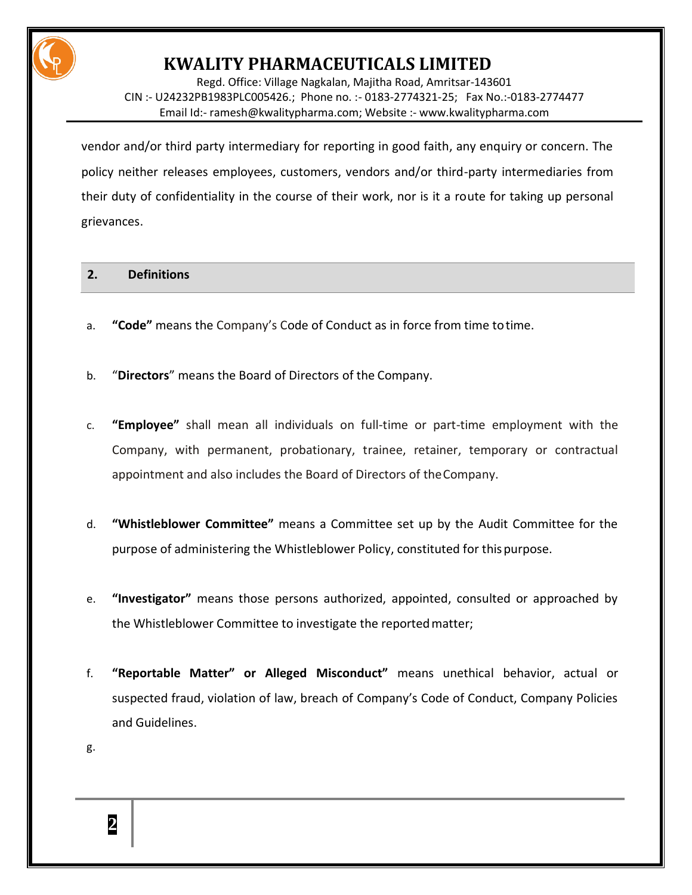vendor and/or third party intermediary for reporting in good faith, any enquiry or concern. The policy neither releases employees, customers, vendors and/or third-party intermediaries from their duty of confidentiality in the course of their work, nor is it a route for taking up personal grievances.

## 2. Definitions

a. **"Code"** means the Company's Code of Conduct as in force from time to time.

b. "**Directors**" means the Board of Directors of the Company.

c. **"Employee"** shall mean all individuals on full-time or part-time employment with the Company, with permanent, probationary, trainee, retainer, temporary or contractual appointment and also includes the Board of Directors of the Company.

d. **"Whistleblower Committee"** means a Committee set up by the Audit Committee for the purpose of administering the Whistleblower Policy, constituted for this purpose.

e. **"Investigator"** means those persons authorized, appointed, consulted or approached by the Whistleblower Committee to investigate the reported matter;

f. **"Reportable Matter" or Alleged Misconduct"** means unethical behavior, actual or suspected fraud, violation of law, breach of Company's Code of Conduct, Company Policies and Guidelines.

g.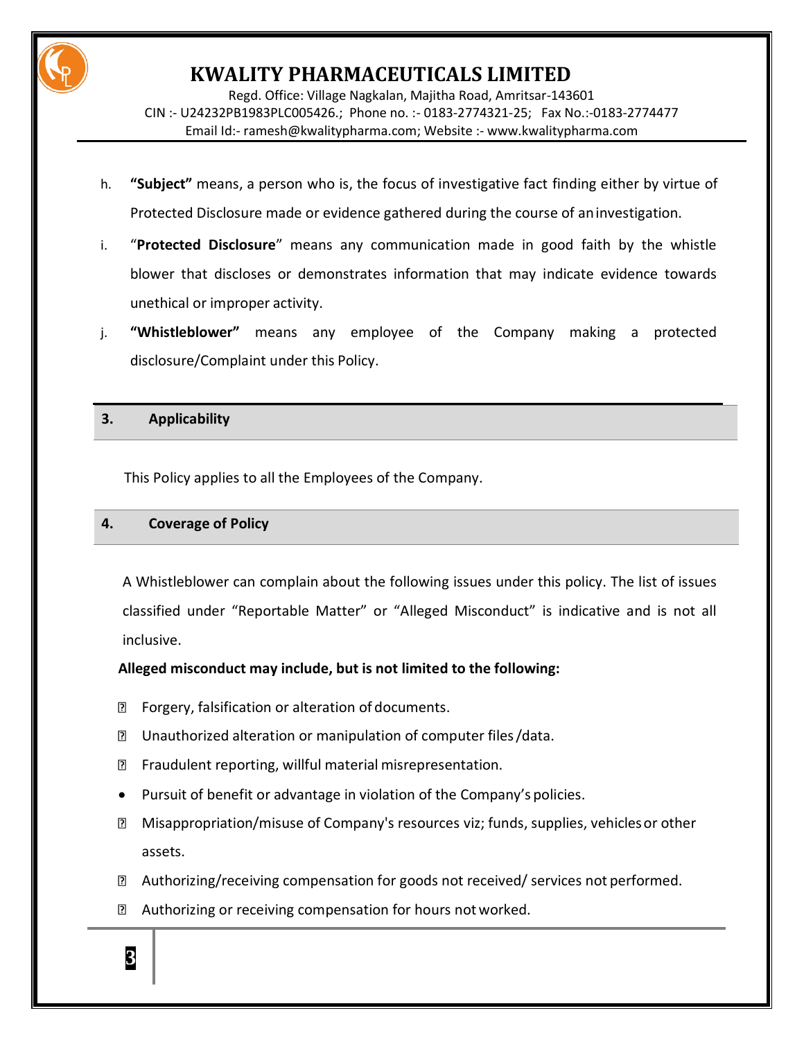h. **"Subject"** means, a person who is, the focus of investigative fact finding either by virtue of Protected Disclosure made or evidence gathered during the course of an investigation.

i. "**Protected Disclosure**" means any communication made in good faith by the whistle blower that discloses or demonstrates information that may indicate evidence towards unethical or improper activity.

j. **"Whistleblower"** means any employee of the Company making a protected disclosure/Complaint under this Policy.

## 3. Applicability

This Policy applies to all the Employees of the Company.

## 4. Coverage of Policy

A Whistleblower can complain about the following issues under this policy. The list of issues classified under "Reportable Matter" or "Alleged Misconduct" is indicative and is not all inclusive.

**Alleged misconduct may include, but is not limited to the following:**

- Forgery, falsification or alteration of documents.
- Unauthorized alteration or manipulation of computer files /data.
- Fraudulent reporting, willful material misrepresentation.
- Pursuit of benefit or advantage in violation of the Company's policies.
- Misappropriation/misuse of Company's resources viz; funds, supplies, vehicles or other assets.
- Authorizing/receiving compensation for goods not received/ services not performed.
- Authorizing or receiving compensation for hours not worked.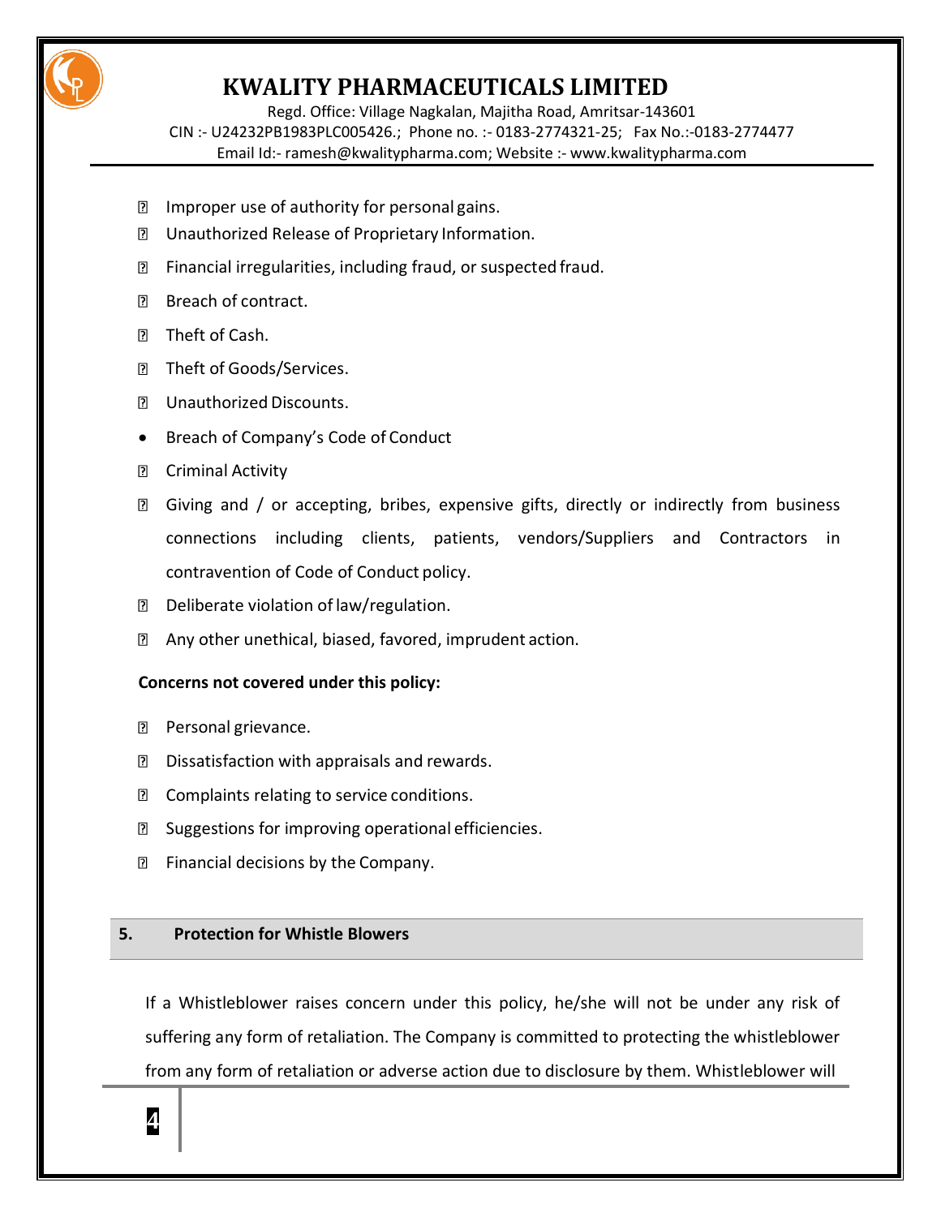- Improper use of authority for personal gains.
- Unauthorized Release of Proprietary Information.
- Financial irregularities, including fraud, or suspected fraud.
- Breach of contract.
- Theft of Cash.
- Theft of Goods/Services.
- Unauthorized Discounts.
- Breach of Company's Code of Conduct
- Criminal Activity
- Giving and / or accepting, bribes, expensive gifts, directly or indirectly from business connections including clients, patients, vendors/Suppliers and Contractors in contravention of Code of Conduct policy.
- Deliberate violation of law/regulation.
- Any other unethical, biased, favored, imprudent action.

**Concerns not covered under this policy:**

- Personal grievance.
- Dissatisfaction with appraisals and rewards.
- Complaints relating to service conditions.
- Suggestions for improving operational efficiencies.
- Financial decisions by the Company.

## 5. Protection for Whistle Blowers

If a Whistleblower raises concern under this policy, he/she will not be under any risk of suffering any form of retaliation. The Company is committed to protecting the whistleblower from any form of retaliation or adverse action due to disclosure by them. Whistleblower will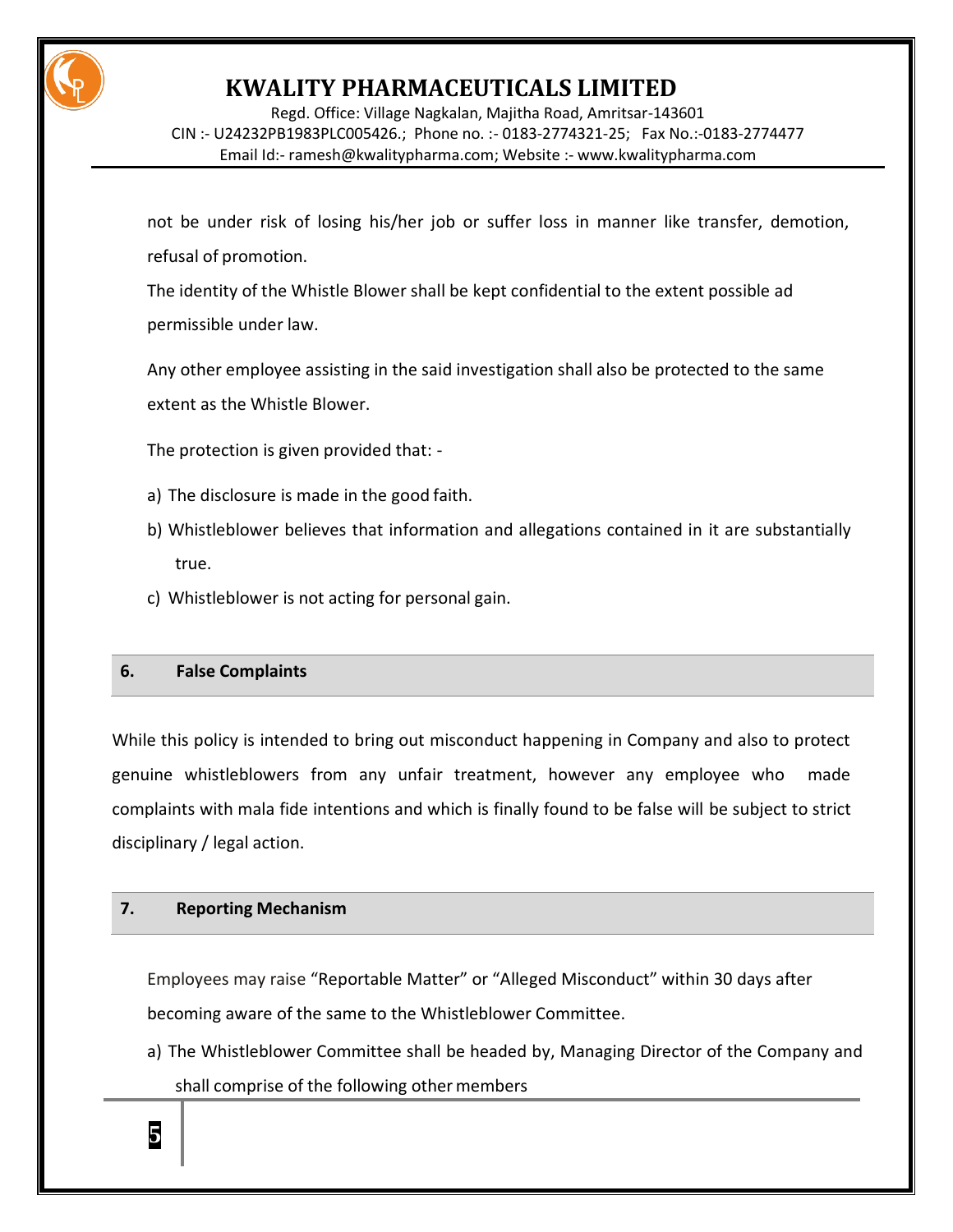not be under risk of losing his/her job or suffer loss in manner like transfer, demotion, refusal of promotion.

The identity of the Whistle Blower shall be kept confidential to the extent possible ad permissible under law.

Any other employee assisting in the said investigation shall also be protected to the same extent as the Whistle Blower.

The protection is given provided that: -

a) The disclosure is made in the good faith.
b) Whistleblower believes that information and allegations contained in it are substantially true.
c) Whistleblower is not acting for personal gain.

## 6. False Complaints

While this policy is intended to bring out misconduct happening in Company and also to protect genuine whistleblowers from any unfair treatment, however any employee who made complaints with mala fide intentions and which is finally found to be false will be subject to strict disciplinary / legal action.

## 7. Reporting Mechanism

Employees may raise "Reportable Matter" or "Alleged Misconduct" within 30 days after becoming aware of the same to the Whistleblower Committee.

a) The Whistleblower Committee shall be headed by, Managing Director of the Company and shall comprise of the following other members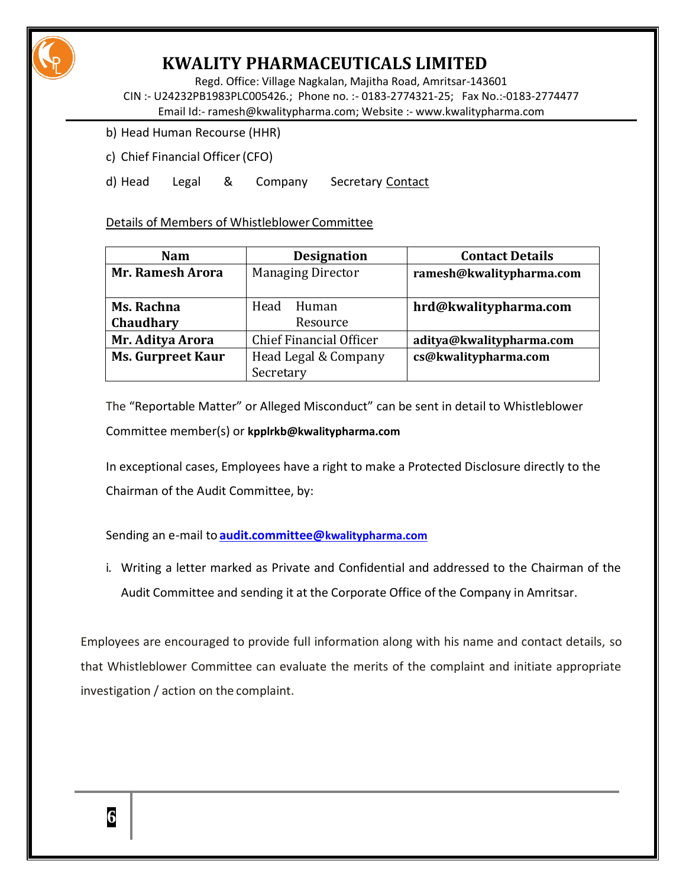b) Head Human Recourse (HHR)

c) Chief Financial Officer (CFO)

d) Head Legal & Company Secretary Contact

Details of Members of Whistleblower Committee

| Nam | Designation | Contact Details |
|---|---|---|
| **Mr. Ramesh Arora** | Managing Director | **ramesh@kwalitypharma.com** |
| **Ms. Rachna Chaudhary** | Head Human Resource | **hrd@kwalitypharma.com** |
| **Mr. Aditya Arora** | Chief Financial Officer | **aditya@kwalitypharma.com** |
| **Ms. Gurpreet Kaur** | Head Legal & Company Secretary | **cs@kwalitypharma.com** |

The "Reportable Matter" or Alleged Misconduct" can be sent in detail to Whistleblower Committee member(s) or **kpplrkb@kwalitypharma.com**

In exceptional cases, Employees have a right to make a Protected Disclosure directly to the Chairman of the Audit Committee, by:

Sending an e-mail to **audit.committee@kwalitypharma.com**

i. Writing a letter marked as Private and Confidential and addressed to the Chairman of the Audit Committee and sending it at the Corporate Office of the Company in Amritsar.

Employees are encouraged to provide full information along with his name and contact details, so that Whistleblower Committee can evaluate the merits of the complaint and initiate appropriate investigation / action on the complaint.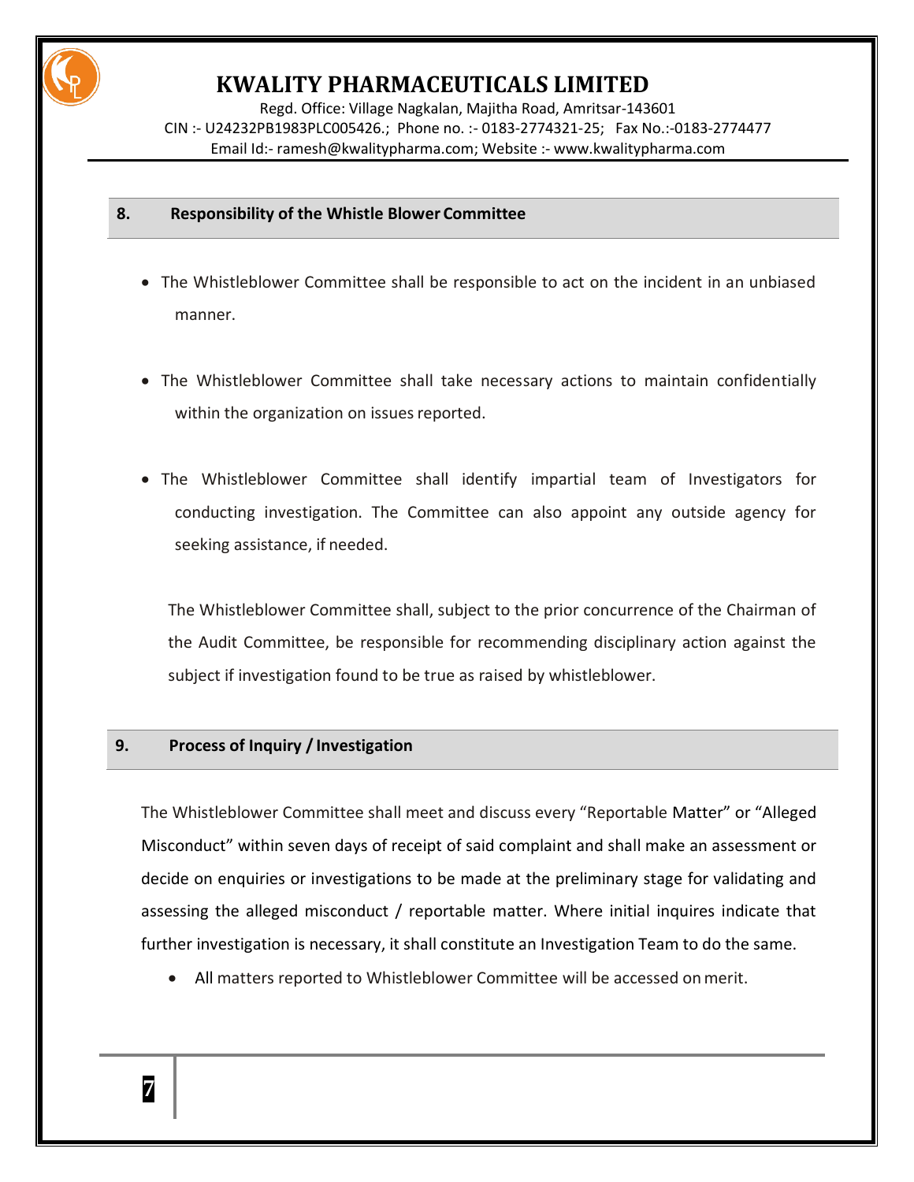## 8. Responsibility of the Whistle Blower Committee

- The Whistleblower Committee shall be responsible to act on the incident in an unbiased manner.
- The Whistleblower Committee shall take necessary actions to maintain confidentially within the organization on issues reported.
- The Whistleblower Committee shall identify impartial team of Investigators for conducting investigation. The Committee can also appoint any outside agency for seeking assistance, if needed.

The Whistleblower Committee shall, subject to the prior concurrence of the Chairman of the Audit Committee, be responsible for recommending disciplinary action against the subject if investigation found to be true as raised by whistleblower.

## 9. Process of Inquiry / Investigation

The Whistleblower Committee shall meet and discuss every "Reportable Matter" or "Alleged Misconduct" within seven days of receipt of said complaint and shall make an assessment or decide on enquiries or investigations to be made at the preliminary stage for validating and assessing the alleged misconduct / reportable matter. Where initial inquires indicate that further investigation is necessary, it shall constitute an Investigation Team to do the same.

- All matters reported to Whistleblower Committee will be accessed on merit.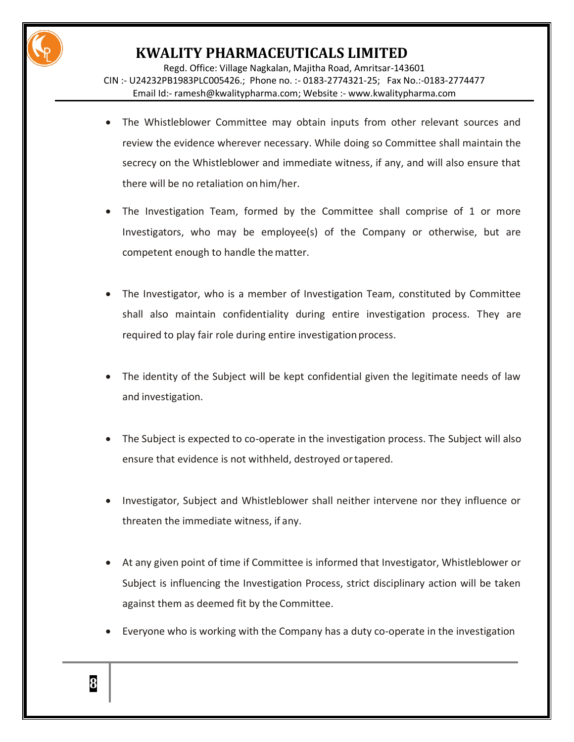- The Whistleblower Committee may obtain inputs from other relevant sources and review the evidence wherever necessary. While doing so Committee shall maintain the secrecy on the Whistleblower and immediate witness, if any, and will also ensure that there will be no retaliation on him/her.

- The Investigation Team, formed by the Committee shall comprise of 1 or more Investigators, who may be employee(s) of the Company or otherwise, but are competent enough to handle the matter.

- The Investigator, who is a member of Investigation Team, constituted by Committee shall also maintain confidentiality during entire investigation process. They are required to play fair role during entire investigation process.

- The identity of the Subject will be kept confidential given the legitimate needs of law and investigation.

- The Subject is expected to co-operate in the investigation process. The Subject will also ensure that evidence is not withheld, destroyed or tapered.

- Investigator, Subject and Whistleblower shall neither intervene nor they influence or threaten the immediate witness, if any.

- At any given point of time if Committee is informed that Investigator, Whistleblower or Subject is influencing the Investigation Process, strict disciplinary action will be taken against them as deemed fit by the Committee.

- Everyone who is working with the Company has a duty co-operate in the investigation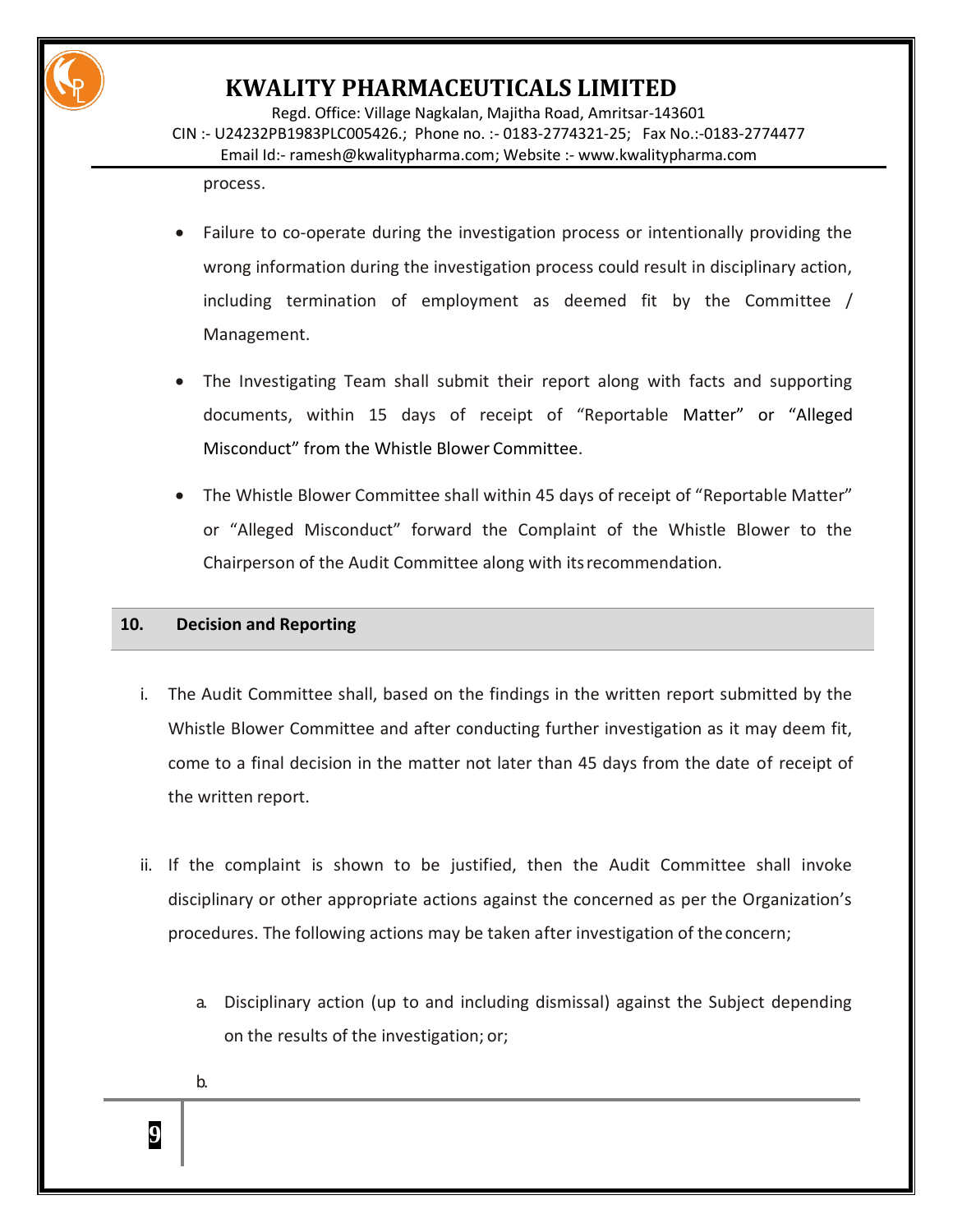process.

- Failure to co-operate during the investigation process or intentionally providing the wrong information during the investigation process could result in disciplinary action, including termination of employment as deemed fit by the Committee / Management.

- The Investigating Team shall submit their report along with facts and supporting documents, within 15 days of receipt of "Reportable Matter" or "Alleged Misconduct" from the Whistle Blower Committee.

- The Whistle Blower Committee shall within 45 days of receipt of "Reportable Matter" or "Alleged Misconduct" forward the Complaint of the Whistle Blower to the Chairperson of the Audit Committee along with its recommendation.

## 10. Decision and Reporting

i. The Audit Committee shall, based on the findings in the written report submitted by the Whistle Blower Committee and after conducting further investigation as it may deem fit, come to a final decision in the matter not later than 45 days from the date of receipt of the written report.

ii. If the complaint is shown to be justified, then the Audit Committee shall invoke disciplinary or other appropriate actions against the concerned as per the Organization's procedures. The following actions may be taken after investigation of the concern;

   a. Disciplinary action (up to and including dismissal) against the Subject depending on the results of the investigation; or;

   b.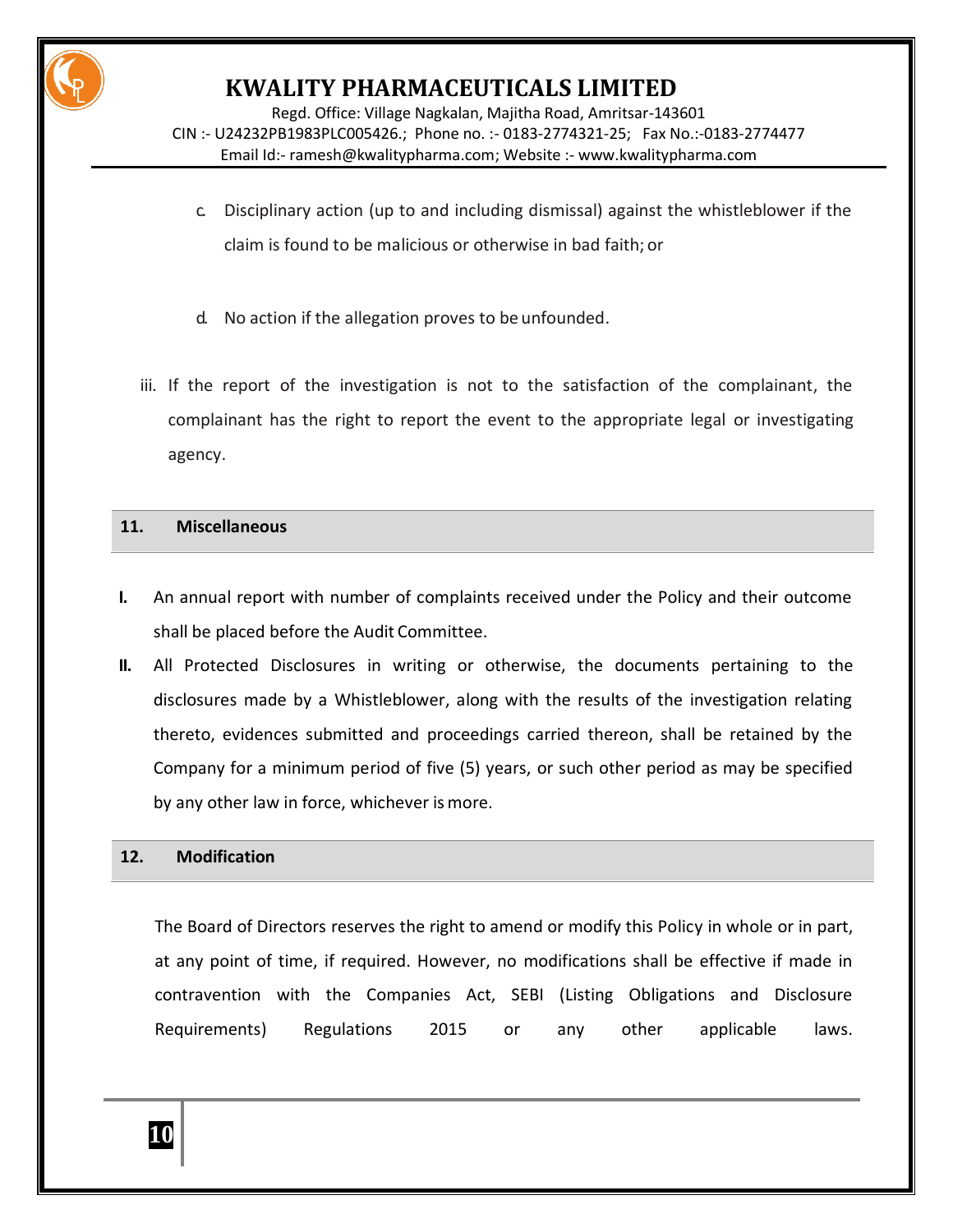c. Disciplinary action (up to and including dismissal) against the whistleblower if the claim is found to be malicious or otherwise in bad faith; or

d. No action if the allegation proves to be unfounded.

iii. If the report of the investigation is not to the satisfaction of the complainant, the complainant has the right to report the event to the appropriate legal or investigating agency.

## 11. Miscellaneous

**I.** An annual report with number of complaints received under the Policy and their outcome shall be placed before the Audit Committee.

**II.** All Protected Disclosures in writing or otherwise, the documents pertaining to the disclosures made by a Whistleblower, along with the results of the investigation relating thereto, evidences submitted and proceedings carried thereon, shall be retained by the Company for a minimum period of five (5) years, or such other period as may be specified by any other law in force, whichever is more.

## 12. Modification

The Board of Directors reserves the right to amend or modify this Policy in whole or in part, at any point of time, if required. However, no modifications shall be effective if made in contravention with the Companies Act, SEBI (Listing Obligations and Disclosure Requirements) Regulations 2015 or any other applicable laws.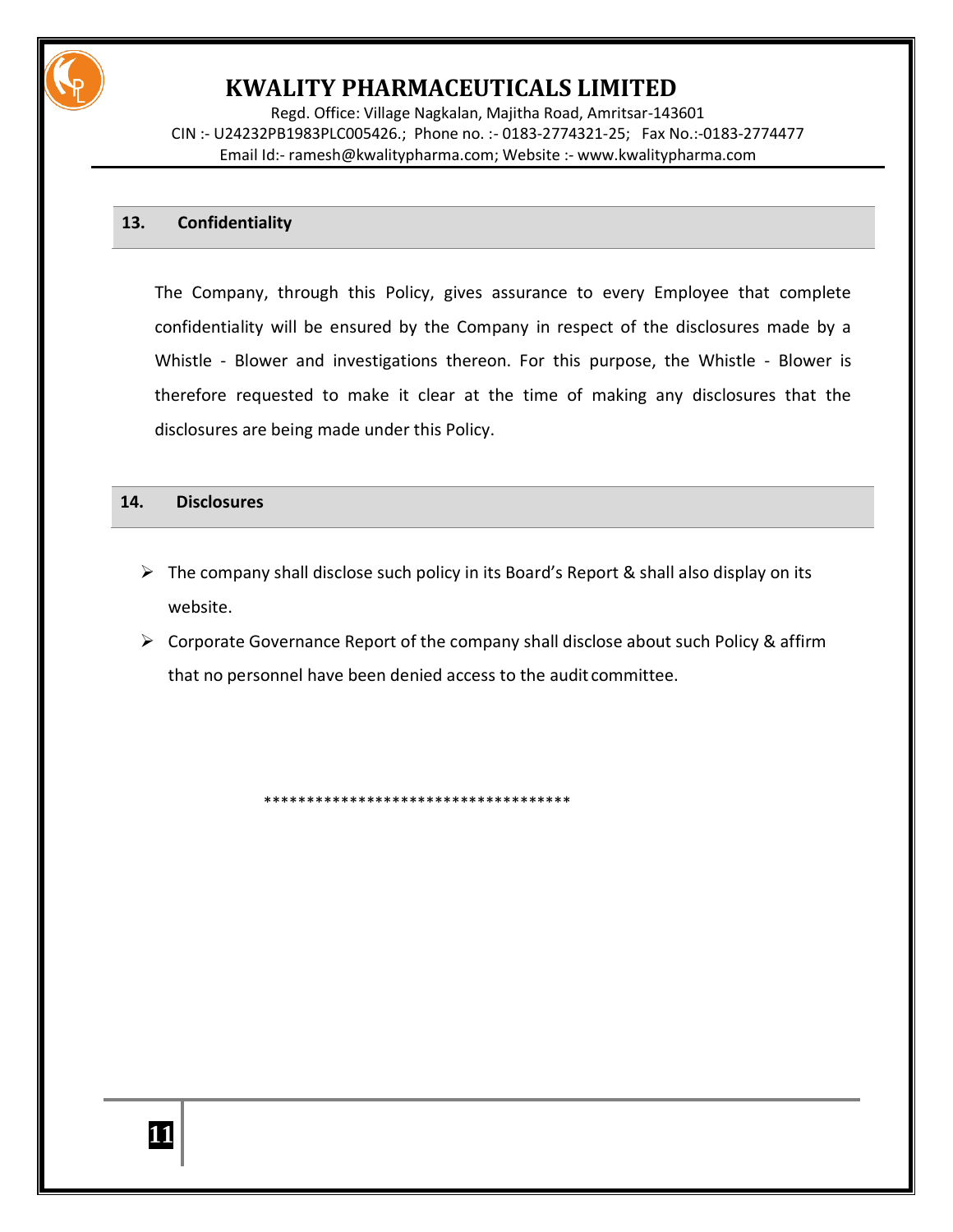## 13. Confidentiality

The Company, through this Policy, gives assurance to every Employee that complete confidentiality will be ensured by the Company in respect of the disclosures made by a Whistle - Blower and investigations thereon. For this purpose, the Whistle - Blower is therefore requested to make it clear at the time of making any disclosures that the disclosures are being made under this Policy.

## 14. Disclosures

- The company shall disclose such policy in its Board's Report & shall also display on its website.
- Corporate Governance Report of the company shall disclose about such Policy & affirm that no personnel have been denied access to the audit committee.

************************************